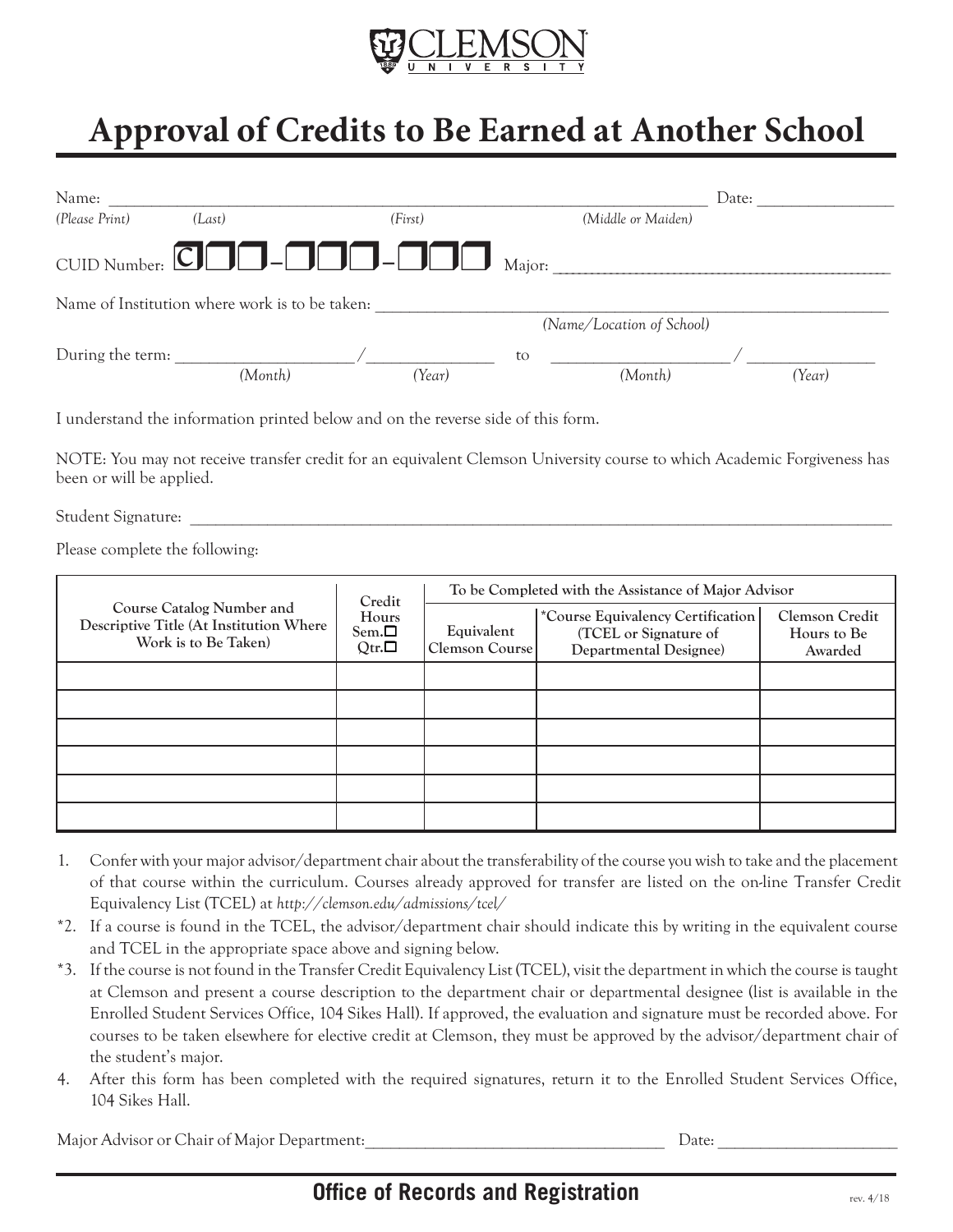CLEMSON UNIVERSITY

# Approval of Credits to Be Earned at Another School

Name: ______________________________________________________________ Date: ______________

*(Please Print)* *(Last)* *(First)* *(Middle or Maiden)*

CUID Number: C□□-□□□-□□□ Major: ________________________________________

Name of Institution where work is to be taken: ____________________________________________

*(Name/Location of School)*

During the term: __________________/______________ to __________________/______________

*(Month)* *(Year)* *(Month)* *(Year)*

I understand the information printed below and on the reverse side of this form.

NOTE: You may not receive transfer credit for an equivalent Clemson University course to which Academic Forgiveness has been or will be applied.

Student Signature: ______________________________________________________________________

Please complete the following:

| Course Catalog Number and Descriptive Title (At Institution Where Work is to Be Taken) | Credit Hours Sem.□ Qtr.□ | To be Completed with the Assistance of Major Advisor | | |
|---|---|---|---|---|
| | | Equivalent Clemson Course | *Course Equivalency Certification (TCEL or Signature of Departmental Designee) | Clemson Credit Hours to Be Awarded |
| | | | | |
| | | | | |
| | | | | |
| | | | | |
| | | | | |
| | | | | |

1. Confer with your major advisor/department chair about the transferability of the course you wish to take and the placement of that course within the curriculum. Courses already approved for transfer are listed on the on-line Transfer Credit Equivalency List (TCEL) at *http://clemson.edu/admissions/tcel/*

*2. If a course is found in the TCEL, the advisor/department chair should indicate this by writing in the equivalent course and TCEL in the appropriate space above and signing below.

*3. If the course is not found in the Transfer Credit Equivalency List (TCEL), visit the department in which the course is taught at Clemson and present a course description to the department chair or departmental designee (list is available in the Enrolled Student Services Office, 104 Sikes Hall). If approved, the evaluation and signature must be recorded above. For courses to be taken elsewhere for elective credit at Clemson, they must be approved by the advisor/department chair of the student's major.

4. After this form has been completed with the required signatures, return it to the Enrolled Student Services Office, 104 Sikes Hall.

Major Advisor or Chair of Major Department:__________________________________ Date: ___________________

**Office of Records and Registration**

rev. 4/18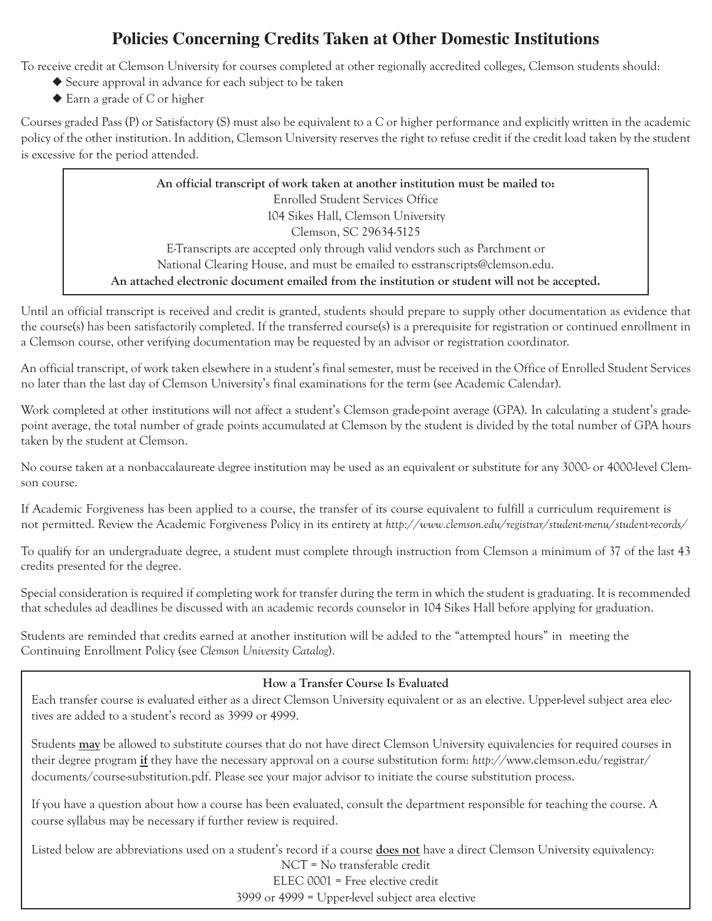# Policies Concerning Credits Taken at Other Domestic Institutions

To receive credit at Clemson University for courses completed at other regionally accredited colleges, Clemson students should:

- Secure approval in advance for each subject to be taken
- Earn a grade of C or higher

Courses graded Pass (P) or Satisfactory (S) must also be equivalent to a C or higher performance and explicitly written in the academic policy of the other institution. In addition, Clemson University reserves the right to refuse credit if the credit load taken by the student is excessive for the period attended.

> **An official transcript of work taken at another institution must be mailed to:**
> Enrolled Student Services Office
> 104 Sikes Hall, Clemson University
> Clemson, SC 29634-5125
> E-Transcripts are accepted only through valid vendors such as Parchment or National Clearing House, and must be emailed to esstranscripts@clemson.edu.
> **An attached electronic document emailed from the institution or student will not be accepted.**

Until an official transcript is received and credit is granted, students should prepare to supply other documentation as evidence that the course(s) has been satisfactorily completed. If the transferred course(s) is a prerequisite for registration or continued enrollment in a Clemson course, other verifying documentation may be requested by an advisor or registration coordinator.

An official transcript, of work taken elsewhere in a student's final semester, must be received in the Office of Enrolled Student Services no later than the last day of Clemson University's final examinations for the term (see Academic Calendar).

Work completed at other institutions will not affect a student's Clemson grade-point average (GPA). In calculating a student's grade-point average, the total number of grade points accumulated at Clemson by the student is divided by the total number of GPA hours taken by the student at Clemson.

No course taken at a nonbaccalaureate degree institution may be used as an equivalent or substitute for any 3000- or 4000-level Clemson course.

If Academic Forgiveness has been applied to a course, the transfer of its course equivalent to fulfill a curriculum requirement is not permitted. Review the Academic Forgiveness Policy in its entirety at *http://www.clemson.edu/registrar/student-menu/student-records/*

To qualify for an undergraduate degree, a student must complete through instruction from Clemson a minimum of 37 of the last 43 credits presented for the degree.

Special consideration is required if completing work for transfer during the term in which the student is graduating. It is recommended that schedules ad deadlines be discussed with an academic records counselor in 104 Sikes Hall before applying for graduation.

Students are reminded that credits earned at another institution will be added to the "attempted hours" in meeting the Continuing Enrollment Policy (see *Clemson University Catalog*).

## How a Transfer Course Is Evaluated

Each transfer course is evaluated either as a direct Clemson University equivalent or as an elective. Upper-level subject area electives are added to a student's record as 3999 or 4999.

Students **may** be allowed to substitute courses that do not have direct Clemson University equivalencies for required courses in their degree program **if** they have the necessary approval on a course substitution form: *http://www.clemson.edu/registrar/documents/course-substitution.pdf*. Please see your major advisor to initiate the course substitution process.

If you have a question about how a course has been evaluated, consult the department responsible for teaching the course. A course syllabus may be necessary if further review is required.

Listed below are abbreviations used on a student's record if a course **does not** have a direct Clemson University equivalency:

NCT = No transferable credit
ELEC 0001 = Free elective credit
3999 or 4999 = Upper-level subject area elective